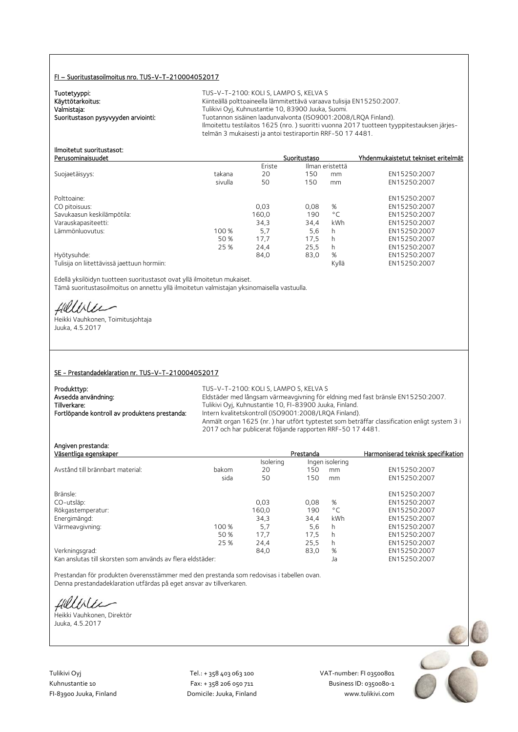## FI – Suoritustasoilmoitus nro. TUS-V-T-210004052017

**Tuotetyyppi:** TUS-V-T-2100: KOLI S, LAMPO S, KELVA S
**Käyttötarkoitus:** Kiinteällä polttoaineella lämmitettävä varaava tulisija EN15250:2007.
**Valmistaja:** Tulikivi Oyj, Kuhnustantie 10, 83900 Juuka, Suomi.
**Suoritustason pysyvyyden arviointi:** Tuotannon sisäinen laadunvalvonta (ISO9001:2008/LRQA Finland). Ilmoitettu testilaitos 1625 (nro. ) suoritti vuonna 2017 tuotteen tyyppitestauksen järjestelmän 3 mukaisesti ja antoi testiraportin RRF-50 17 4481.

**Ilmoitetut suoritustasot:**

| Perusominaisuudet | | Suoritustaso | | | Yhdenmukaistetut tekniset eritelmät |
|---|---|---|---|---|---|
| | | Eriste | Ilman eristettä | | |
| Suojaetäisyys: | takana | 20 | 150 | mm | EN15250:2007 |
| | sivulla | 50 | 150 | mm | EN15250:2007 |
| Polttoaine: | | | | | EN15250:2007 |
| CO pitoisuus: | | 0,03 | 0,08 | % | EN15250:2007 |
| Savukaasun keskilämpötila: | | 160,0 | 190 | °C | EN15250:2007 |
| Varauskapasiteetti: | | 34,3 | 34,4 | kWh | EN15250:2007 |
| Lämmönluovutus: | 100 % | 5,7 | 5,6 | h | EN15250:2007 |
| | 50 % | 17,7 | 17,5 | h | EN15250:2007 |
| | 25 % | 24,4 | 25,5 | h | EN15250:2007 |
| Hyötysuhde: | | 84,0 | 83,0 | % | EN15250:2007 |
| Tulisija on liitettävissä jaettuun hormiin: | | | | Kyllä | EN15250:2007 |

Edellä yksilöidyn tuotteen suoritustasot ovat yllä ilmoitetun mukaiset.
Tämä suoritustasoilmoitus on annettu yllä ilmoitetun valmistajan yksinomaisella vastuulla.

Heikki Vauhkonen, Toimitusjohtaja
Juuka, 4.5.2017

## SE - Prestandadeklaration nr. TUS-V-T-210004052017

**Produkttyp:** TUS-V-T-2100: KOLI S, LAMPO S, KELVA S
**Avsedda användning:** Eldstäder med långsam värmeavgivning för eldning med fast bränsle EN15250:2007.
**Tillverkare:** Tulikivi Oyj, Kuhnustantie 10, FI-83900 Juuka, Finland.
**Fortlöpande kontroll av produktens prestanda:** Intern kvalitetskontroll (ISO9001:2008/LRQA Finland). Anmält organ 1625 (nr. ) har utfört typtestet som beträffar classification enligt system 3 i 2017 och har publicerat följande rapporten RRF-50 17 4481.

**Angiven prestanda:**

| Väsentliga egenskaper | | Prestanda | | | Harmoniserad teknisk specifikation |
|---|---|---|---|---|---|
| | | Isolering | Ingen isolering | | |
| Avstånd till brännbart material: | bakom | 20 | 150 | mm | EN15250:2007 |
| | sida | 50 | 150 | mm | EN15250:2007 |
| Bränsle: | | | | | EN15250:2007 |
| CO-utsläp: | | 0,03 | 0,08 | % | EN15250:2007 |
| Rökgastemperatur: | | 160,0 | 190 | °C | EN15250:2007 |
| Energimängd: | | 34,3 | 34,4 | kWh | EN15250:2007 |
| Värmeavgivning: | 100 % | 5,7 | 5,6 | h | EN15250:2007 |
| | 50 % | 17,7 | 17,5 | h | EN15250:2007 |
| | 25 % | 24,4 | 25,5 | h | EN15250:2007 |
| Verkningsgrad: | | 84,0 | 83,0 | % | EN15250:2007 |
| Kan anslutas till skorsten som används av flera eldstäder: | | | | Ja | EN15250:2007 |

Prestandan för produkten överensstämmer med den prestanda som redovisas i tabellen ovan.
Denna prestandadeklaration utfärdas på eget ansvar av tillverkaren.

Heikki Vauhkonen, Direktör
Juuka, 4.5.2017

Tulikivi Oyj
Kuhnustantie 10
FI-83900 Juuka, Finland

Tel.: + 358 403 063 100
Fax: + 358 206 050 711
Domicile: Juuka, Finland

VAT-number: FI 03500801
Business ID: 0350080-1
www.tulikivi.com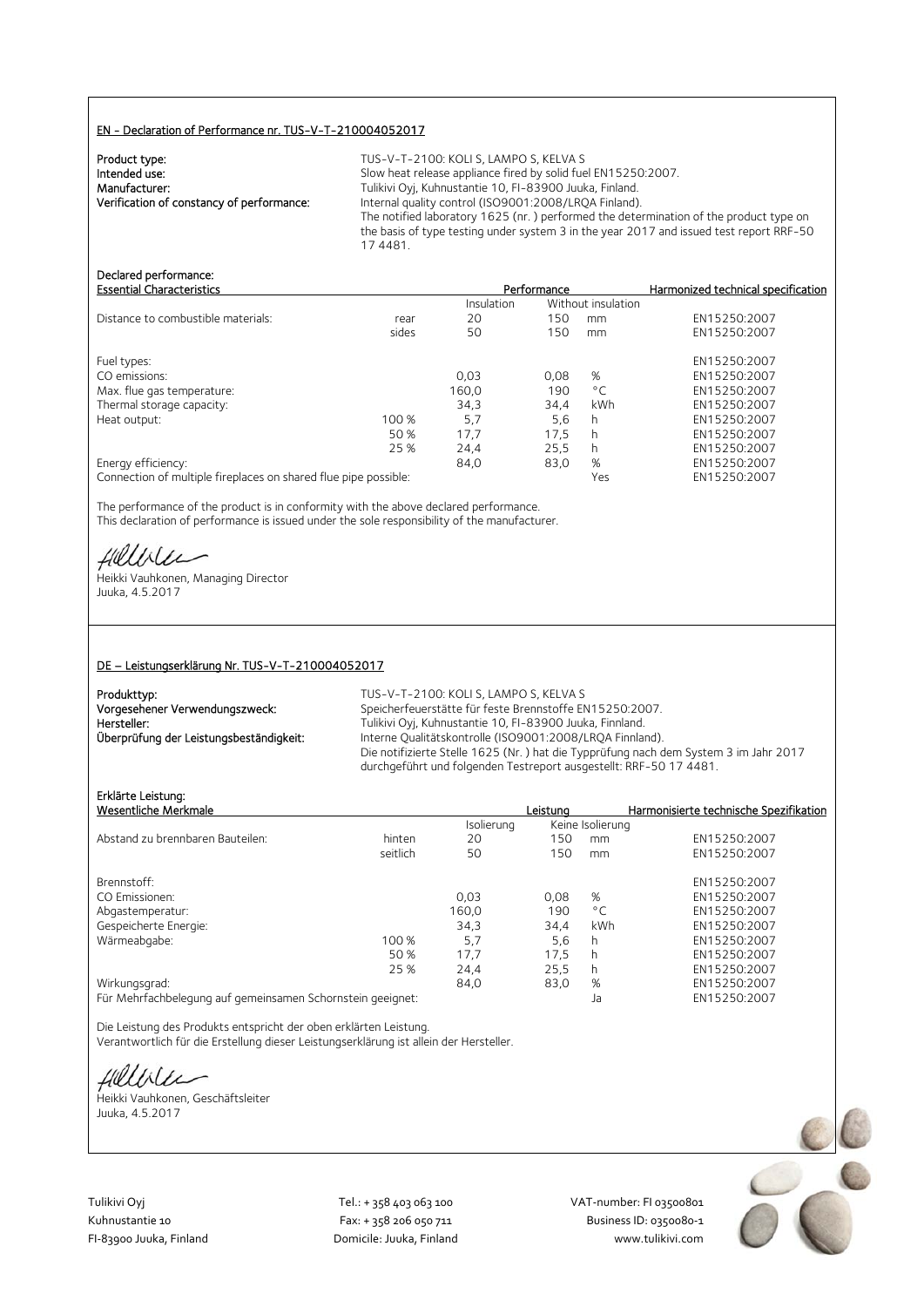## EN - Declaration of Performance nr. TUS-V-T-210004052017

**Product type:** TUS-V-T-2100: KOLI S, LAMPO S, KELVA S
**Intended use:** Slow heat release appliance fired by solid fuel EN15250:2007.
**Manufacturer:** Tulikivi Oyj, Kuhnustantie 10, FI-83900 Juuka, Finland.
**Verification of constancy of performance:** Internal quality control (ISO9001:2008/LRQA Finland).
The notified laboratory 1625 (nr. ) performed the determination of the product type on the basis of type testing under system 3 in the year 2017 and issued test report RRF-50 17 4481.

**Declared performance:**

| Essential Characteristics | | Performance | | | Harmonized technical specification |
|---|---|---|---|---|---|
| | | Insulation | Without insulation | | |
| Distance to combustible materials: | rear | 20 | 150 | mm | EN15250:2007 |
| | sides | 50 | 150 | mm | EN15250:2007 |
| Fuel types: | | | | | EN15250:2007 |
| CO emissions: | | 0,03 | 0,08 | % | EN15250:2007 |
| Max. flue gas temperature: | | 160,0 | 190 | °C | EN15250:2007 |
| Thermal storage capacity: | | 34,3 | 34,4 | kWh | EN15250:2007 |
| Heat output: | 100 % | 5,7 | 5,6 | h | EN15250:2007 |
| | 50 % | 17,7 | 17,5 | h | EN15250:2007 |
| | 25 % | 24,4 | 25,5 | h | EN15250:2007 |
| Energy efficiency: | | 84,0 | 83,0 | % | EN15250:2007 |
| Connection of multiple fireplaces on shared flue pipe possible: | | | | Yes | EN15250:2007 |

The performance of the product is in conformity with the above declared performance.
This declaration of performance is issued under the sole responsibility of the manufacturer.

Heikki Vauhkonen, Managing Director
Juuka, 4.5.2017

## DE – Leistungserklärung Nr. TUS-V-T-210004052017

**Produkttyp:** TUS-V-T-2100: KOLI S, LAMPO S, KELVA S
**Vorgesehener Verwendungszweck:** Speicherfeuerstätte für feste Brennstoffe EN15250:2007.
**Hersteller:** Tulikivi Oyj, Kuhnustantie 10, FI-83900 Juuka, Finnland.
**Überprüfung der Leistungsbeständigkeit:** Interne Qualitätskontrolle (ISO9001:2008/LRQA Finnland).
Die notifizierte Stelle 1625 (Nr. ) hat die Typprüfung nach dem System 3 im Jahr 2017 durchgeführt und folgenden Testreport ausgestellt: RRF-50 17 4481.

**Erklärte Leistung:**

| Wesentliche Merkmale | | Leistung | | | Harmonisierte technische Spezifikation |
|---|---|---|---|---|---|
| | | Isolierung | Keine Isolierung | | |
| Abstand zu brennbaren Bauteilen: | hinten | 20 | 150 | mm | EN15250:2007 |
| | seitlich | 50 | 150 | mm | EN15250:2007 |
| Brennstoff: | | | | | EN15250:2007 |
| CO Emissionen: | | 0,03 | 0,08 | % | EN15250:2007 |
| Abgastemperatur: | | 160,0 | 190 | °C | EN15250:2007 |
| Gespeicherte Energie: | | 34,3 | 34,4 | kWh | EN15250:2007 |
| Wärmeabgabe: | 100 % | 5,7 | 5,6 | h | EN15250:2007 |
| | 50 % | 17,7 | 17,5 | h | EN15250:2007 |
| | 25 % | 24,4 | 25,5 | h | EN15250:2007 |
| Wirkungsgrad: | | 84,0 | 83,0 | % | EN15250:2007 |
| Für Mehrfachbelegung auf gemeinsamen Schornstein geeignet: | | | | Ja | EN15250:2007 |

Die Leistung des Produkts entspricht der oben erklärten Leistung.
Verantwortlich für die Erstellung dieser Leistungserklärung ist allein der Hersteller.

Heikki Vauhkonen, Geschäftsleiter
Juuka, 4.5.2017

Tulikivi Oyj
Kuhnustantie 10
FI-83900 Juuka, Finland

Tel.: + 358 403 063 100
Fax: + 358 206 050 711
Domicile: Juuka, Finland

VAT-number: FI 03500801
Business ID: 0350080-1
www.tulikivi.com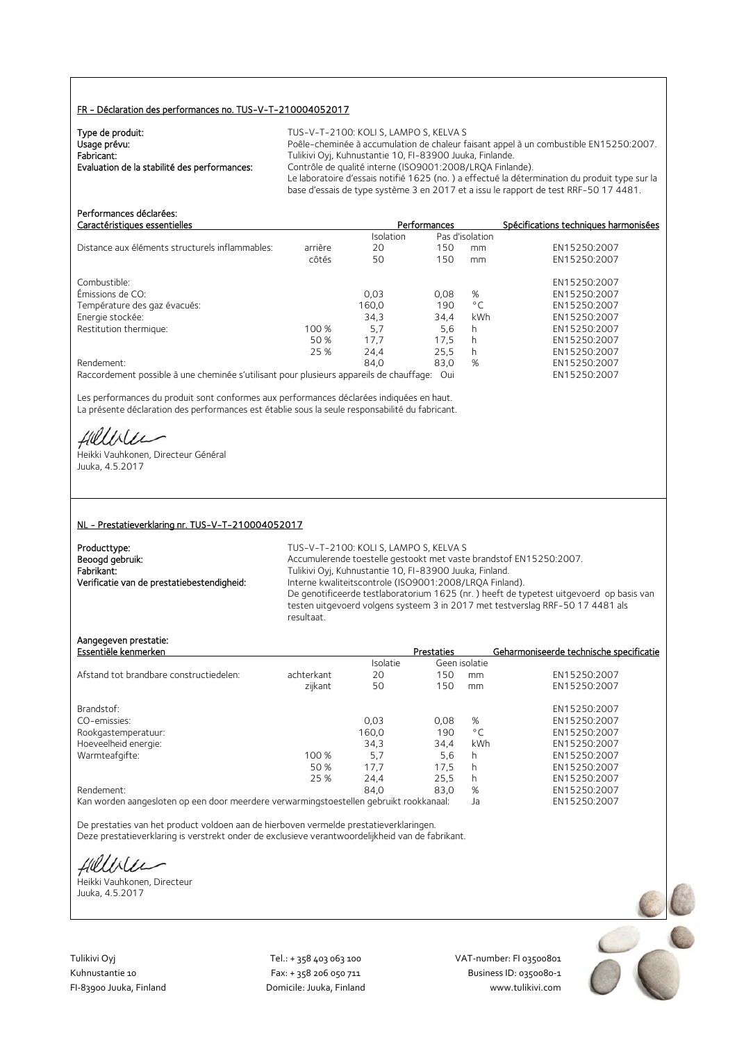## FR - Déclaration des performances no. TUS-V-T-210004052017

**Type de produit:** TUS-V-T-2100: KOLI S, LAMPO S, KELVA S

**Usage prévu:** Poêle-cheminée à accumulation de chaleur faisant appel à un combustible EN15250:2007.

**Fabricant:** Tulikivi Oyj, Kuhnustantie 10, FI-83900 Juuka, Finlande.

**Evaluation de la stabilité des performances:** Contrôle de qualité interne (ISO9001:2008/LRQA Finlande). Le laboratoire d'essais notifié 1625 (no. ) a effectué la détermination du produit type sur la base d'essais de type système 3 en 2017 et a issu le rapport de test RRF-50 17 4481.

**Performances déclarées:**

| Caractéristiques essentielles | | Performances | | | Spécifications techniques harmonisées |
|---|---|---|---|---|---|
| | | Isolation | Pas d'isolation | | |
| Distance aux éléments structurels inflammables: | arrière | 20 | 150 | mm | EN15250:2007 |
| | côtés | 50 | 150 | mm | EN15250:2007 |
| Combustible: | | | | | EN15250:2007 |
| Émissions de CO: | | 0,03 | 0,08 | % | EN15250:2007 |
| Température des gaz évacués: | | 160,0 | 190 | °C | EN15250:2007 |
| Energie stockée: | | 34,3 | 34,4 | kWh | EN15250:2007 |
| Restitution thermique: | 100 % | 5,7 | 5,6 | h | EN15250:2007 |
| | 50 % | 17,7 | 17,5 | h | EN15250:2007 |
| | 25 % | 24,4 | 25,5 | h | EN15250:2007 |
| Rendement: | | 84,0 | 83,0 | % | EN15250:2007 |
| Raccordement possible à une cheminée s'utilisant pour plusieurs appareils de chauffage: | | | Oui | | EN15250:2007 |

Les performances du produit sont conformes aux performances déclarées indiquées en haut.
La présente déclaration des performances est établie sous la seule responsabilité du fabricant.

Heikki Vauhkonen, Directeur Général
Juuka, 4.5.2017

## NL - Prestatieverklaring nr. TUS-V-T-210004052017

**Producttype:** TUS-V-T-2100: KOLI S, LAMPO S, KELVA S

**Beoogd gebruik:** Accumulerende toestelle gestookt met vaste brandstof EN15250:2007.

**Fabrikant:** Tulikivi Oyj, Kuhnustantie 10, FI-83900 Juuka, Finland.

**Verificatie van de prestatiebestendigheid:** Interne kwaliteitscontrole (ISO9001:2008/LRQA Finland). De genotificeerde testlaboratorium 1625 (nr. ) heeft de typetest uitgevoerd op basis van testen uitgevoerd volgens systeem 3 in 2017 met testverslag RRF-50 17 4481 als resultaat.

**Aangegeven prestatie:**

| Essentiële kenmerken | | Prestaties | | | Geharmoniseerde technische specificatie |
|---|---|---|---|---|---|
| | | Isolatie | Geen isolatie | | |
| Afstand tot brandbare constructiedelen: | achterkant | 20 | 150 | mm | EN15250:2007 |
| | zijkant | 50 | 150 | mm | EN15250:2007 |
| Brandstof: | | | | | EN15250:2007 |
| CO-emissies: | | 0,03 | 0,08 | % | EN15250:2007 |
| Rookgastemperatuur: | | 160,0 | 190 | °C | EN15250:2007 |
| Hoeveelheid energie: | | 34,3 | 34,4 | kWh | EN15250:2007 |
| Warmteafgifte: | 100 % | 5,7 | 5,6 | h | EN15250:2007 |
| | 50 % | 17,7 | 17,5 | h | EN15250:2007 |
| | 25 % | 24,4 | 25,5 | h | EN15250:2007 |
| Rendement: | | 84,0 | 83,0 | % | EN15250:2007 |
| Kan worden aangesloten op een door meerdere verwarmingstoestellen gebruikt rookkanaal: | | | Ja | | EN15250:2007 |

De prestaties van het product voldoen aan de hierboven vermelde prestatieverklaringen.
Deze prestatieverklaring is verstrekt onder de exclusieve verantwoordelijkheid van de fabrikant.

Heikki Vauhkonen, Directeur
Juuka, 4.5.2017

Tulikivi Oyj
Kuhnustantie 10
FI-83900 Juuka, Finland

Tel.: + 358 403 063 100
Fax: + 358 206 050 711
Domicile: Juuka, Finland

VAT-number: FI 03500801
Business ID: 0350080-1
www.tulikivi.com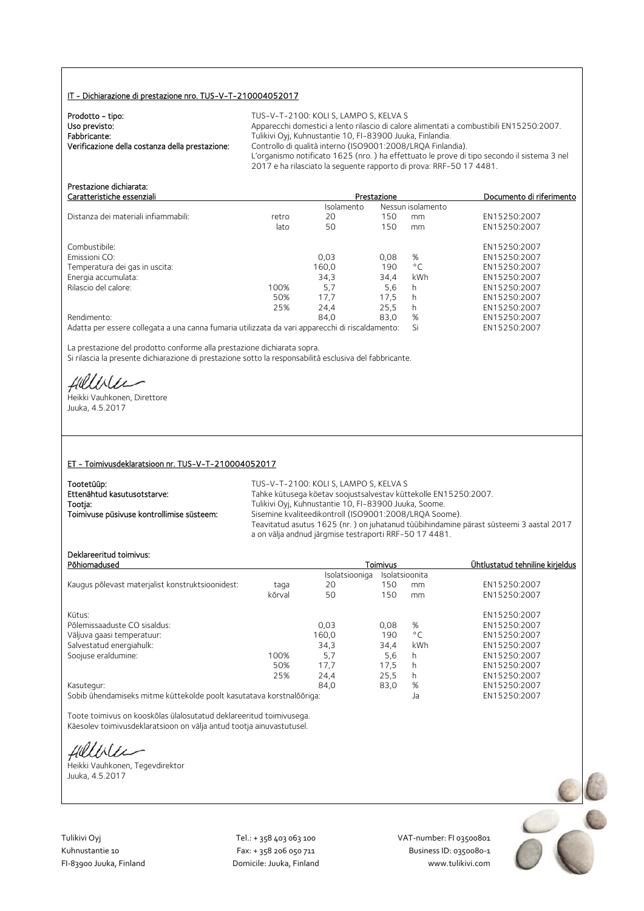## IT - Dichiarazione di prestazione nro. TUS-V-T-210004052017

**Prodotto - tipo:** TUS-V-T-2100: KOLI S, LAMPO S, KELVA S
**Uso previsto:** Apparecchi domestici a lento rilascio di calore alimentati a combustibili EN15250:2007.
**Fabbricante:** Tulikivi Oyj, Kuhnustantie 10, FI-83900 Juuka, Finlandia.
**Verificazione della costanza della prestazione:** Controllo di qualità interno (ISO9001:2008/LRQA Finlandia).
L'organismo notificato 1625 (nro. ) ha effettuato le prove di tipo secondo il sistema 3 nel 2017 e ha rilasciato la seguente rapporto di prova: RRF-50 17 4481.

**Prestazione dichiarata:**

| Caratteristiche essenziali | | Prestazione | | | Documento di riferimento |
|---|---|---|---|---|---|
| | | Isolamento | Nessun isolamento | | |
| Distanza dei materiali infiammabili: | retro | 20 | 150 | mm | EN15250:2007 |
| | lato | 50 | 150 | mm | EN15250:2007 |
| Combustibile: | | | | | EN15250:2007 |
| Emissioni CO: | | 0,03 | 0,08 | % | EN15250:2007 |
| Temperatura dei gas in uscita: | | 160,0 | 190 | °C | EN15250:2007 |
| Energia accumulata: | | 34,3 | 34,4 | kWh | EN15250:2007 |
| Rilascio del calore: | 100% | 5,7 | 5,6 | h | EN15250:2007 |
| | 50% | 17,7 | 17,5 | h | EN15250:2007 |
| | 25% | 24,4 | 25,5 | h | EN15250:2007 |
| Rendimento: | | 84,0 | 83,0 | % | EN15250:2007 |
| Adatta per essere collegata a una canna fumaria utilizzata da vari apparecchi di riscaldamento: | | | Si | | EN15250:2007 |

La prestazione del prodotto conforme alla prestazione dichiarata sopra.
Si rilascia la presente dichiarazione di prestazione sotto la responsabilità esclusiva del fabbricante.

Heikki Vauhkonen, Direttore
Juuka, 4.5.2017

## ET - Toimivusdeklaratsioon nr. TUS-V-T-210004052017

**Tootetüüp:** TUS-V-T-2100: KOLI S, LAMPO S, KELVA S
**Ettenähtud kasutusotstarve:** Tahke kütusega köetav soojustsalvestav küttekolle EN15250:2007.
**Tootja:** Tulikivi Oyj, Kuhnustantie 10, FI-83900 Juuka, Soome.
**Toimivuse püsivuse kontrollimise süsteem:** Sisemine kvaliteedikontroll (ISO9001:2008/LRQA Soome).
Teavitatud asutus 1625 (nr. ) on juhatanud tüübihindamine pärast süsteemi 3 aastal 2017 a on välja andnud järgmise testraporti RRF-50 17 4481.

**Deklareeritud toimivus:**

| Põhiomadused | | Toimivus | | | Ühtlustatud tehniline kirjeldus |
|---|---|---|---|---|---|
| | | Isolatsiooniga | Isolatsioonita | | |
| Kaugus põlevast materjalist konstruktsioonidest: | taga | 20 | 150 | mm | EN15250:2007 |
| | kõrval | 50 | 150 | mm | EN15250:2007 |
| Kütus: | | | | | EN15250:2007 |
| Põlemissaaduste CO sisaldus: | | 0,03 | 0,08 | % | EN15250:2007 |
| Väljuva gaasi temperatuur: | | 160,0 | 190 | °C | EN15250:2007 |
| Salvestatud energiahulk: | | 34,3 | 34,4 | kWh | EN15250:2007 |
| Soojuse eraldumine: | 100% | 5,7 | 5,6 | h | EN15250:2007 |
| | 50% | 17,7 | 17,5 | h | EN15250:2007 |
| | 25% | 24,4 | 25,5 | h | EN15250:2007 |
| Kasutegur: | | 84,0 | 83,0 | % | EN15250:2007 |
| Sobib ühendamiseks mitme küttekolde poolt kasutatava korstnalõõriga: | | | | Ja | EN15250:2007 |

Toote toimivus on kooskõlas ülalosutatud deklareeritud toimivusega.
Käesolev toimivusdeklaratsioon on välja antud tootja ainuvastutusel.

Heikki Vauhkonen, Tegevdirektor
Juuka, 4.5.2017

Tulikivi Oyj
Kuhnustantie 10
FI-83900 Juuka, Finland

Tel.: + 358 403 063 100
Fax: + 358 206 050 711
Domicile: Juuka, Finland

VAT-number: FI 03500801
Business ID: 0350080-1
www.tulikivi.com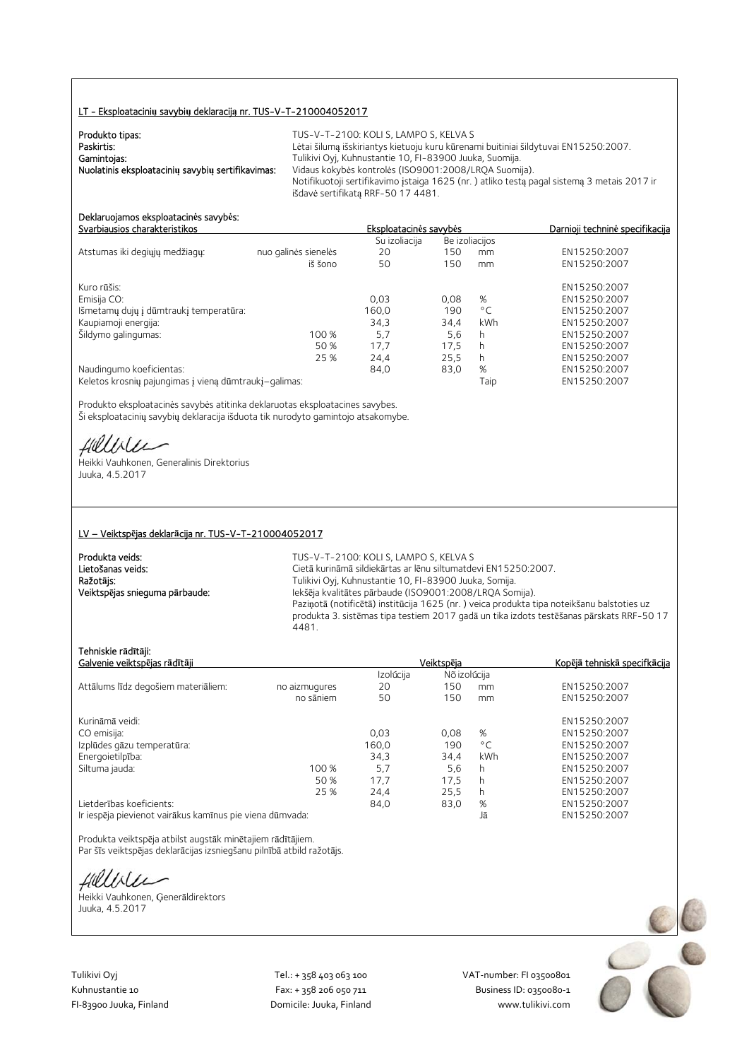## LT - Eksploatacinių savybių deklaracija nr. TUS-V-T-210004052017

**Produkto tipas:** TUS-V-T-2100: KOLI S, LAMPO S, KELVA S
**Paskirtis:** Lėtai šilumą išskiriantys kietuoju kuru kūrenami buitiniai šildytuvai EN15250:2007.
**Gamintojas:** Tulikivi Oyj, Kuhnustantie 10, FI-83900 Juuka, Suomija.
**Nuolatinis eksploatacinių savybių sertifikavimas:** Vidaus kokybės kontrolės (ISO9001:2008/LRQA Suomija).
Notifikuotoji sertifikavimo įstaiga 1625 (nr. ) atliko testą pagal sistemą 3 metais 2017 ir išdavė sertifikatą RRF-50 17 4481.

**Deklaruojamos eksploatacinės savybės:**

| Svarbiausios charakteristikos | | Eksploatacinės savybės | | | Darnioji techninė specifikacija |
|---|---|---|---|---|---|
| | | Su izoliacija | Be izoliacijos | | |
| Atstumas iki degiųjų medžiagų: | nuo galinės sienelės | 20 | 150 | mm | EN15250:2007 |
| | iš šono | 50 | 150 | mm | EN15250:2007 |
| Kuro rūšis: | | | | | EN15250:2007 |
| Emisija CO: | | 0,03 | 0,08 | % | EN15250:2007 |
| Išmetamų dujų į dūmtraukį temperatūra: | | 160,0 | 190 | °C | EN15250:2007 |
| Kaupiamoji energija: | | 34,3 | 34,4 | kWh | EN15250:2007 |
| Šildymo galingumas: | 100 % | 5,7 | 5,6 | h | EN15250:2007 |
| | 50 % | 17,7 | 17,5 | h | EN15250:2007 |
| | 25 % | 24,4 | 25,5 | h | EN15250:2007 |
| Naudingumo koeficientas: | | 84,0 | 83,0 | % | EN15250:2007 |
| Keletos krosnių pajungimas į vieną dūmtraukį–galimas: | | | | Taip | EN15250:2007 |

Produkto eksploatacinės savybės atitinka deklaruotas eksploatacines savybes.
Ši eksploatacinių savybių deklaracija išduota tik nurodyto gamintojo atsakomybe.

Heikki Vauhkonen, Generalinis Direktorius
Juuka, 4.5.2017

## LV – Veiktspējas deklarācija nr. TUS-V-T-210004052017

**Produkta veids:** TUS-V-T-2100: KOLI S, LAMPO S, KELVA S
**Lietošanas veids:** Cietā kurināmā sildiekārtas ar lēnu siltumatdevi EN15250:2007.
**Ražotājs:** Tulikivi Oyj, Kuhnustantie 10, FI-83900 Juuka, Somija.
**Veiktspējas snieguma pārbaude:** Iekšēja kvalitātes pārbaude (ISO9001:2008/LRQA Somija).
Paziņotā (notificētā) institūcija 1625 (nr. ) veica produkta tipa noteikšanu balstoties uz produkta 3. sistēmas tipa testiem 2017 gadā un tika izdots testēšanas pārskats RRF-50 17 4481.

**Tehniskie rādītāji:**

| Galvenie veiktspējas rādītāji | | Veiktspēja | | | Kopējā tehniskā specifkācija |
|---|---|---|---|---|---|
| | | Izolācija | Nō izolācija | | |
| Attālums līdz degošiem materiāliem: | no aizmugures | 20 | 150 | mm | EN15250:2007 |
| | no sāniem | 50 | 150 | mm | EN15250:2007 |
| Kurināmā veidi: | | | | | EN15250:2007 |
| CO emisija: | | 0,03 | 0,08 | % | EN15250:2007 |
| Izplūdes gāzu temperatūra: | | 160,0 | 190 | °C | EN15250:2007 |
| Energoietilpība: | | 34,3 | 34,4 | kWh | EN15250:2007 |
| Siltuma jauda: | 100 % | 5,7 | 5,6 | h | EN15250:2007 |
| | 50 % | 17,7 | 17,5 | h | EN15250:2007 |
| | 25 % | 24,4 | 25,5 | h | EN15250:2007 |
| Lietderības koeficients: | | 84,0 | 83,0 | % | EN15250:2007 |
| Ir iespēja pievienot vairākus kamīnus pie viena dūmvada: | | | | Jā | EN15250:2007 |

Produkta veiktspēja atbilst augstāk minētajiem rādītājiem.
Par šīs veiktspējas deklarācijas izsniegšanu pilnībā atbild ražotājs.

Heikki Vauhkonen, Ģenerāldirektors
Juuka, 4.5.2017

Tulikivi Oyj
Kuhnustantie 10
FI-83900 Juuka, Finland

Tel.: + 358 403 063 100
Fax: + 358 206 050 711
Domicile: Juuka, Finland

VAT-number: FI 03500801
Business ID: 0350080-1
www.tulikivi.com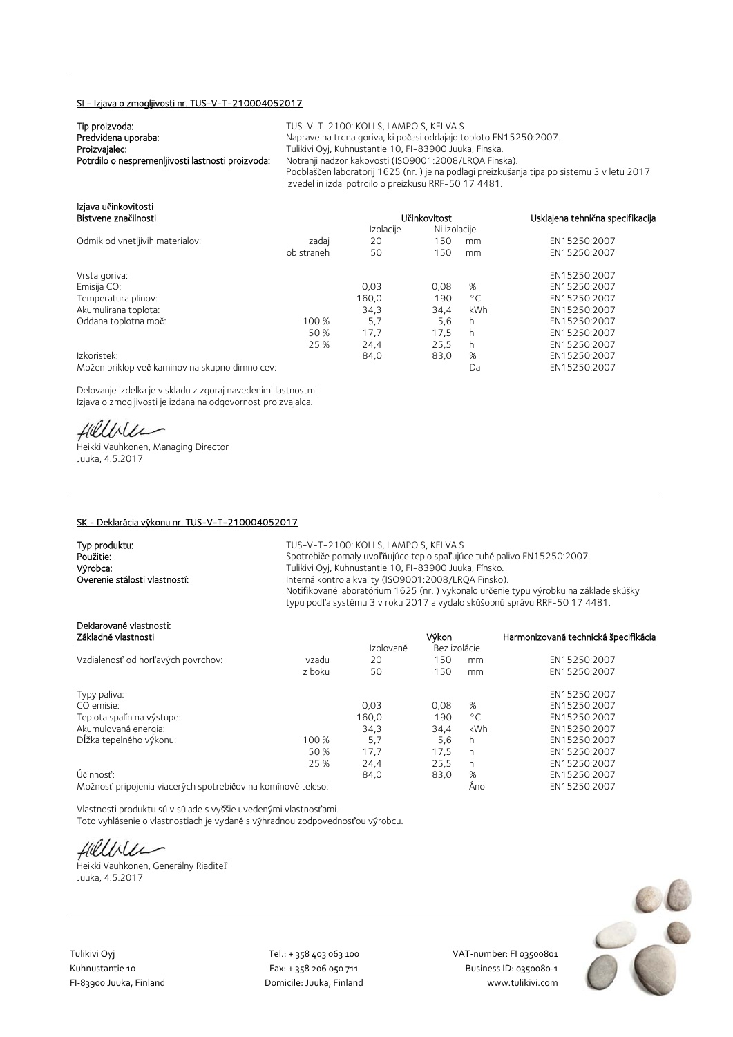## SI - Izjava o zmogljivosti nr. TUS-V-T-210004052017

**Tip proizvoda:** TUS-V-T-2100: KOLI S, LAMPO S, KELVA S
**Predvidena uporaba:** Naprave na trdna goriva, ki počasi oddajajo toploto EN15250:2007.
**Proizvajalec:** Tulikivi Oyj, Kuhnustantie 10, FI-83900 Juuka, Finska.
**Potrdilo o nespremenljivosti lastnosti proizvoda:** Notranji nadzor kakovosti (ISO9001:2008/LRQA Finska).
Pooblaščen laboratorij 1625 (nr. ) je na podlagi preizkušanja tipa po sistemu 3 v letu 2017 izvedel in izdal potrdilo o preizkusu RRF-50 17 4481.

Izjava učinkovitosti

| Bistvene značilnosti | | Učinkovitost | | | Usklajena tehnična specifikacija |
|---|---|---|---|---|---|
| | | Izolacije | Ni izolacije | | |
| Odmik od vnetljivih materialov: | zadaj | 20 | 150 | mm | EN15250:2007 |
| | ob straneh | 50 | 150 | mm | EN15250:2007 |
| Vrsta goriva: | | | | | EN15250:2007 |
| Emisija CO: | | 0,03 | 0,08 | % | EN15250:2007 |
| Temperatura plinov: | | 160,0 | 190 | °C | EN15250:2007 |
| Akumulirana toplota: | | 34,3 | 34,4 | kWh | EN15250:2007 |
| Oddana toplotna moč: | 100 % | 5,7 | 5,6 | h | EN15250:2007 |
| | 50 % | 17,7 | 17,5 | h | EN15250:2007 |
| | 25 % | 24,4 | 25,5 | h | EN15250:2007 |
| Izkoristek: | | 84,0 | 83,0 | % | EN15250:2007 |
| Možen priklop več kaminov na skupno dimno cev: | | | | Da | EN15250:2007 |

Delovanje izdelka je v skladu z zgoraj navedenimi lastnostmi.
Izjava o zmogljivosti je izdana na odgovornost proizvajalca.

Heikki Vauhkonen, Managing Director
Juuka, 4.5.2017

## SK – Deklarácia výkonu nr. TUS-V-T-210004052017

**Typ produktu:** TUS-V-T-2100: KOLI S, LAMPO S, KELVA S
**Použitie:** Spotrebiče pomaly uvoľňujúce teplo spaľujúce tuhé palivo EN15250:2007.
**Výrobca:** Tulikivi Oyj, Kuhnustantie 10, FI-83900 Juuka, Fínsko.
**Overenie stálosti vlastností:** Interná kontrola kvality (ISO9001:2008/LRQA Fínsko).
Notifikované laboratórium 1625 (nr. ) vykonalo určenie typu výrobku na základe skúšky typu podľa systému 3 v roku 2017 a vydalo skúšobnú správu RRF-50 17 4481.

Deklarované vlastnosti:

| Základné vlastnosti | | Výkon | | | Harmonizovaná technická špecifikácia |
|---|---|---|---|---|---|
| | | Izolované | Bez izolácie | | |
| Vzdialenosť od horľavých povrchov: | vzadu | 20 | 150 | mm | EN15250:2007 |
| | z boku | 50 | 150 | mm | EN15250:2007 |
| Typy paliva: | | | | | EN15250:2007 |
| CO emisie: | | 0,03 | 0,08 | % | EN15250:2007 |
| Teplota spalín na výstupe: | | 160,0 | 190 | °C | EN15250:2007 |
| Akumulovaná energia: | | 34,3 | 34,4 | kWh | EN15250:2007 |
| Dĺžka tepelného výkonu: | 100 % | 5,7 | 5,6 | h | EN15250:2007 |
| | 50 % | 17,7 | 17,5 | h | EN15250:2007 |
| | 25 % | 24,4 | 25,5 | h | EN15250:2007 |
| Účinnosť: | | 84,0 | 83,0 | % | EN15250:2007 |
| Možnosť pripojenia viacerých spotrebičov na komínové teleso: | | | | Áno | EN15250:2007 |

Vlastnosti produktu sú v súlade s vyššie uvedenými vlastnosťami.
Toto vyhlásenie o vlastnostiach je vydané s výhradnou zodpovednosťou výrobcu.

Heikki Vauhkonen, Generálny Riaditeľ
Juuka, 4.5.2017

Tulikivi Oyj
Kuhnustantie 10
FI-83900 Juuka, Finland

Tel.: + 358 403 063 100
Fax: + 358 206 050 711
Domicile: Juuka, Finland

VAT-number: FI 03500801
Business ID: 0350080-1
www.tulikivi.com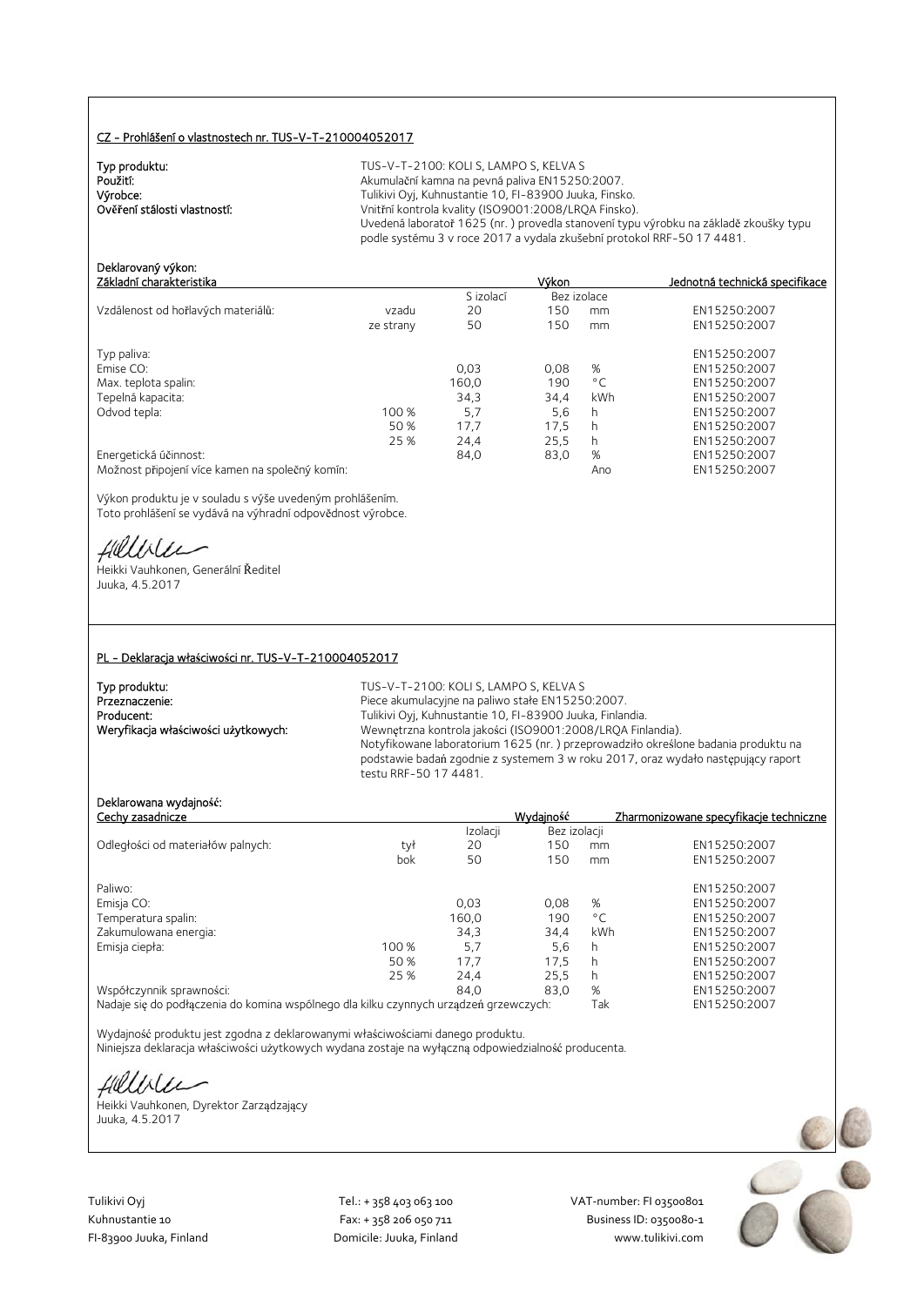## CZ - Prohlášení o vlastnostech nr. TUS-V-T-210004052017

**Typ produktu:** TUS-V-T-2100: KOLI S, LAMPO S, KELVA S
**Použití:** Akumulační kamna na pevná paliva EN15250:2007.
**Výrobce:** Tulikivi Oyj, Kuhnustantie 10, FI-83900 Juuka, Finsko.
**Ověření stálosti vlastností:** Vnitřní kontrola kvality (ISO9001:2008/LRQA Finsko).
Uvedená laboratoř 1625 (nr. ) provedla stanovení typu výrobku na základě zkoušky typu podle systému 3 v roce 2017 a vydala zkušební protokol RRF-50 17 4481.

**Deklarovaný výkon:**

| Základní charakteristika | | Výkon | | | Jednotná technická specifikace |
|---|---|---|---|---|---|
| | | S izolací | Bez izolace | | |
| Vzdálenost od hořlavých materiálů: | vzadu | 20 | 150 | mm | EN15250:2007 |
| | ze strany | 50 | 150 | mm | EN15250:2007 |
| Typ paliva: | | | | | EN15250:2007 |
| Emise CO: | | 0,03 | 0,08 | % | EN15250:2007 |
| Max. teplota spalin: | | 160,0 | 190 | °C | EN15250:2007 |
| Tepelná kapacita: | | 34,3 | 34,4 | kWh | EN15250:2007 |
| Odvod tepla: | 100 % | 5,7 | 5,6 | h | EN15250:2007 |
| | 50 % | 17,7 | 17,5 | h | EN15250:2007 |
| | 25 % | 24,4 | 25,5 | h | EN15250:2007 |
| Energetická účinnost: | | 84,0 | 83,0 | % | EN15250:2007 |
| Možnost připojení více kamen na společný komín: | | | | Ano | EN15250:2007 |

Výkon produktu je v souladu s výše uvedeným prohlášením.
Toto prohlášení se vydává na výhradní odpovědnost výrobce.

Heikki Vauhkonen, Generální Ředitel
Juuka, 4.5.2017

## PL - Deklaracja właściwości nr. TUS-V-T-210004052017

**Typ produktu:** TUS-V-T-2100: KOLI S, LAMPO S, KELVA S
**Przeznaczenie:** Piece akumulacyjne na paliwo stałe EN15250:2007.
**Producent:** Tulikivi Oyj, Kuhnustantie 10, FI-83900 Juuka, Finlandia.
**Weryfikacja właściwości użytkowych:** Wewnętrzna kontrola jakości (ISO9001:2008/LRQA Finlandia).
Notyfikowane laboratorium 1625 (nr. ) przeprowadziło określone badania produktu na podstawie badań zgodnie z systemem 3 w roku 2017, oraz wydało następujący raport testu RRF-50 17 4481.

**Deklarowana wydajność:**

| Cechy zasadnicze | | Wydajność | | | Zharmonizowane specyfikacje techniczne |
|---|---|---|---|---|---|
| | | Izolacji | Bez izolacji | | |
| Odległości od materiałów palnych: | tył | 20 | 150 | mm | EN15250:2007 |
| | bok | 50 | 150 | mm | EN15250:2007 |
| Paliwo: | | | | | EN15250:2007 |
| Emisja CO: | | 0,03 | 0,08 | % | EN15250:2007 |
| Temperatura spalin: | | 160,0 | 190 | °C | EN15250:2007 |
| Zakumulowana energia: | | 34,3 | 34,4 | kWh | EN15250:2007 |
| Emisja ciepła: | 100 % | 5,7 | 5,6 | h | EN15250:2007 |
| | 50 % | 17,7 | 17,5 | h | EN15250:2007 |
| | 25 % | 24,4 | 25,5 | h | EN15250:2007 |
| Współczynnik sprawności: | | 84,0 | 83,0 | % | EN15250:2007 |
| Nadaje się do podłączenia do komina wspólnego dla kilku czynnych urządzeń grzewczych: | | | | Tak | EN15250:2007 |

Wydajność produktu jest zgodna z deklarowanymi właściwościami danego produktu.
Niniejsza deklaracja właściwości użytkowych wydana zostaje na wyłączną odpowiedzialność producenta.

Heikki Vauhkonen, Dyrektor Zarządzający
Juuka, 4.5.2017

Tulikivi Oyj
Kuhnustantie 10
FI-83900 Juuka, Finland

Tel.: + 358 403 063 100
Fax: + 358 206 050 711
Domicile: Juuka, Finland

VAT-number: FI 03500801
Business ID: 0350080-1
www.tulikivi.com